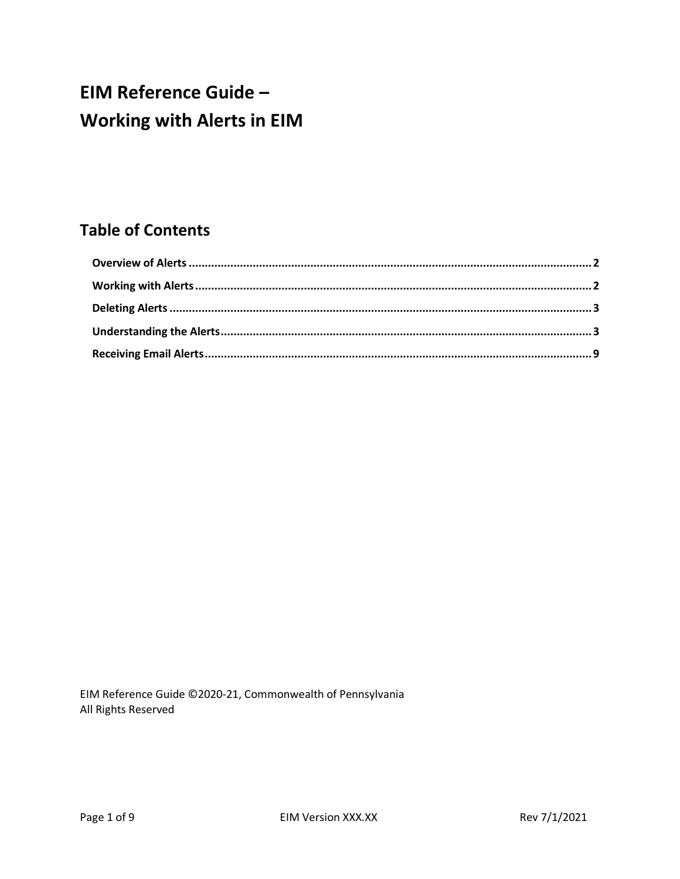# EIM Reference Guide – Working with Alerts in EIM

## Table of Contents

- **Overview of Alerts** ........ 2
- **Working with Alerts** ........ 2
- **Deleting Alerts** ........ 3
- **Understanding the Alerts** ........ 3
- **Receiving Email Alerts** ........ 9

EIM Reference Guide ©2020-21, Commonwealth of Pennsylvania
All Rights Reserved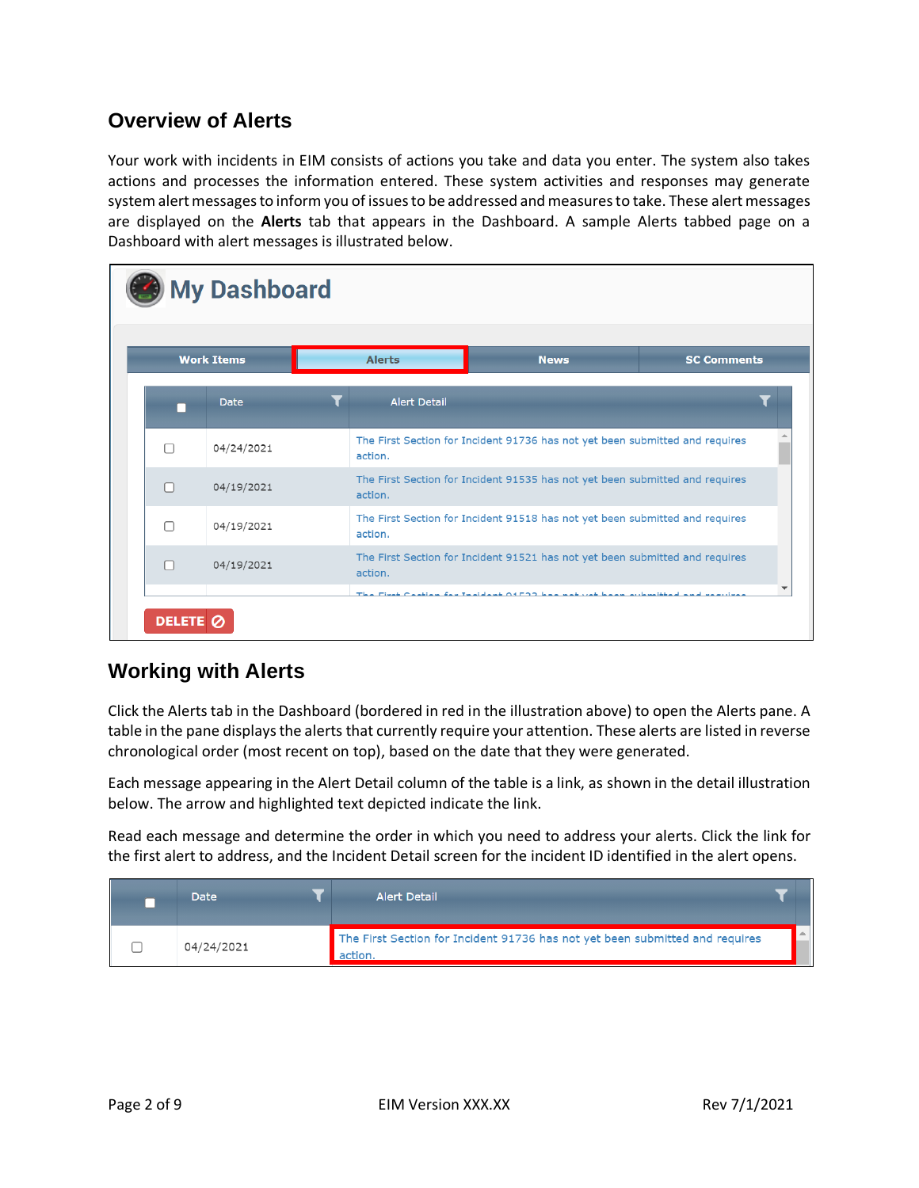## Overview of Alerts

Your work with incidents in EIM consists of actions you take and data you enter. The system also takes actions and processes the information entered. These system activities and responses may generate system alert messages to inform you of issues to be addressed and measures to take. These alert messages are displayed on the **Alerts** tab that appears in the Dashboard. A sample Alerts tabbed page on a Dashboard with alert messages is illustrated below.

## Working with Alerts

Click the Alerts tab in the Dashboard (bordered in red in the illustration above) to open the Alerts pane. A table in the pane displays the alerts that currently require your attention. These alerts are listed in reverse chronological order (most recent on top), based on the date that they were generated.

Each message appearing in the Alert Detail column of the table is a link, as shown in the detail illustration below. The arrow and highlighted text depicted indicate the link.

Read each message and determine the order in which you need to address your alerts. Click the link for the first alert to address, and the Incident Detail screen for the incident ID identified in the alert opens.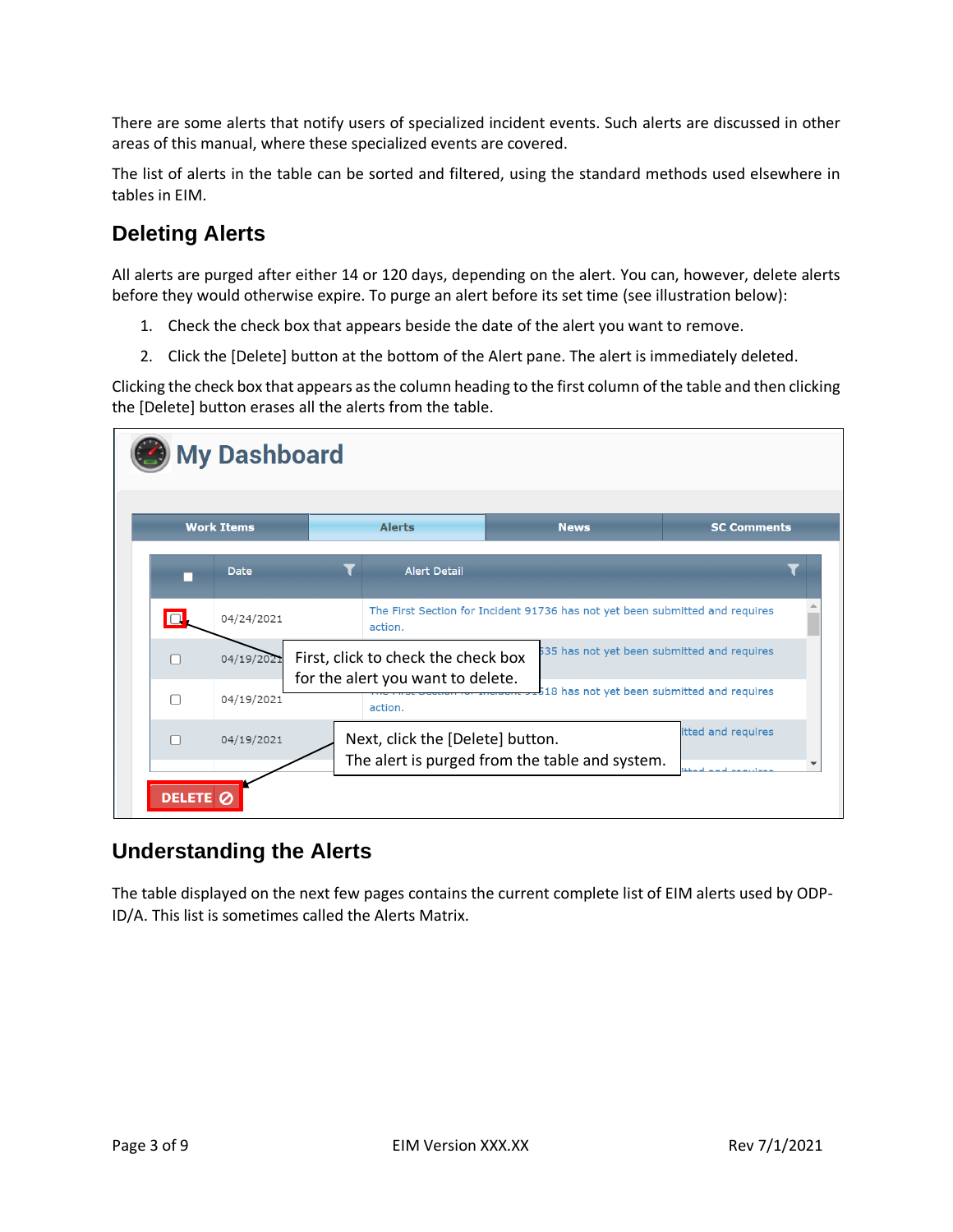There are some alerts that notify users of specialized incident events. Such alerts are discussed in other areas of this manual, where these specialized events are covered.

The list of alerts in the table can be sorted and filtered, using the standard methods used elsewhere in tables in EIM.

## Deleting Alerts

All alerts are purged after either 14 or 120 days, depending on the alert. You can, however, delete alerts before they would otherwise expire. To purge an alert before its set time (see illustration below):

1. Check the check box that appears beside the date of the alert you want to remove.
2. Click the [Delete] button at the bottom of the Alert pane. The alert is immediately deleted.

Clicking the check box that appears as the column heading to the first column of the table and then clicking the [Delete] button erases all the alerts from the table.

## Understanding the Alerts

The table displayed on the next few pages contains the current complete list of EIM alerts used by ODP-ID/A. This list is sometimes called the Alerts Matrix.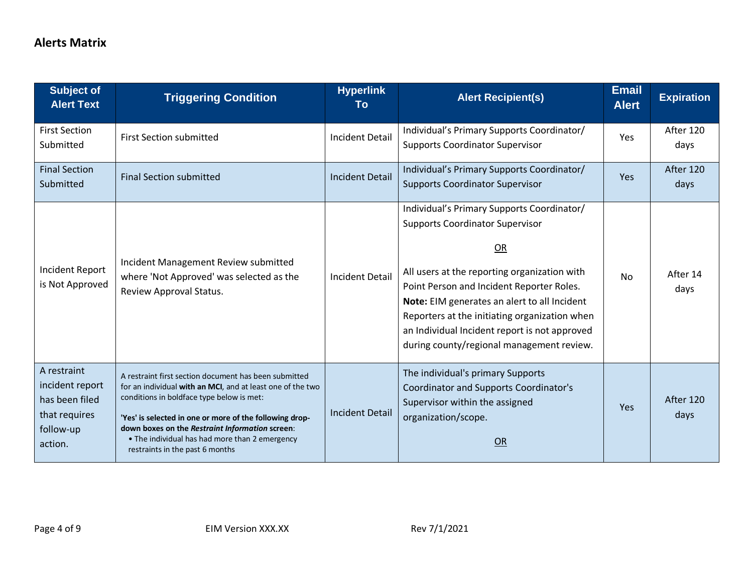## Alerts Matrix

| Subject of Alert Text | Triggering Condition | Hyperlink To | Alert Recipient(s) | Email Alert | Expiration |
|---|---|---|---|---|---|
| First Section Submitted | First Section submitted | Incident Detail | Individual's Primary Supports Coordinator/ Supports Coordinator Supervisor | Yes | After 120 days |
| Final Section Submitted | Final Section submitted | Incident Detail | Individual's Primary Supports Coordinator/ Supports Coordinator Supervisor | Yes | After 120 days |
| Incident Report is Not Approved | Incident Management Review submitted where 'Not Approved' was selected as the Review Approval Status. | Incident Detail | Individual's Primary Supports Coordinator/ Supports Coordinator Supervisor<br><br>OR<br><br>All users at the reporting organization with Point Person and Incident Reporter Roles. **Note:** EIM generates an alert to all Incident Reporters at the initiating organization when an Individual Incident report is not approved during county/regional management review. | No | After 14 days |
| A restraint incident report has been filed that requires follow-up action. | A restraint first section document has been submitted for an individual **with an MCI**, and at least one of the two conditions in boldface type below is met:<br><br>**'Yes' is selected in one or more of the following drop-down boxes on the *Restraint Information* screen**:<br>• The individual has had more than 2 emergency restraints in the past 6 months | Incident Detail | The individual's primary Supports Coordinator and Supports Coordinator's Supervisor within the assigned organization/scope.<br><br>OR | Yes | After 120 days |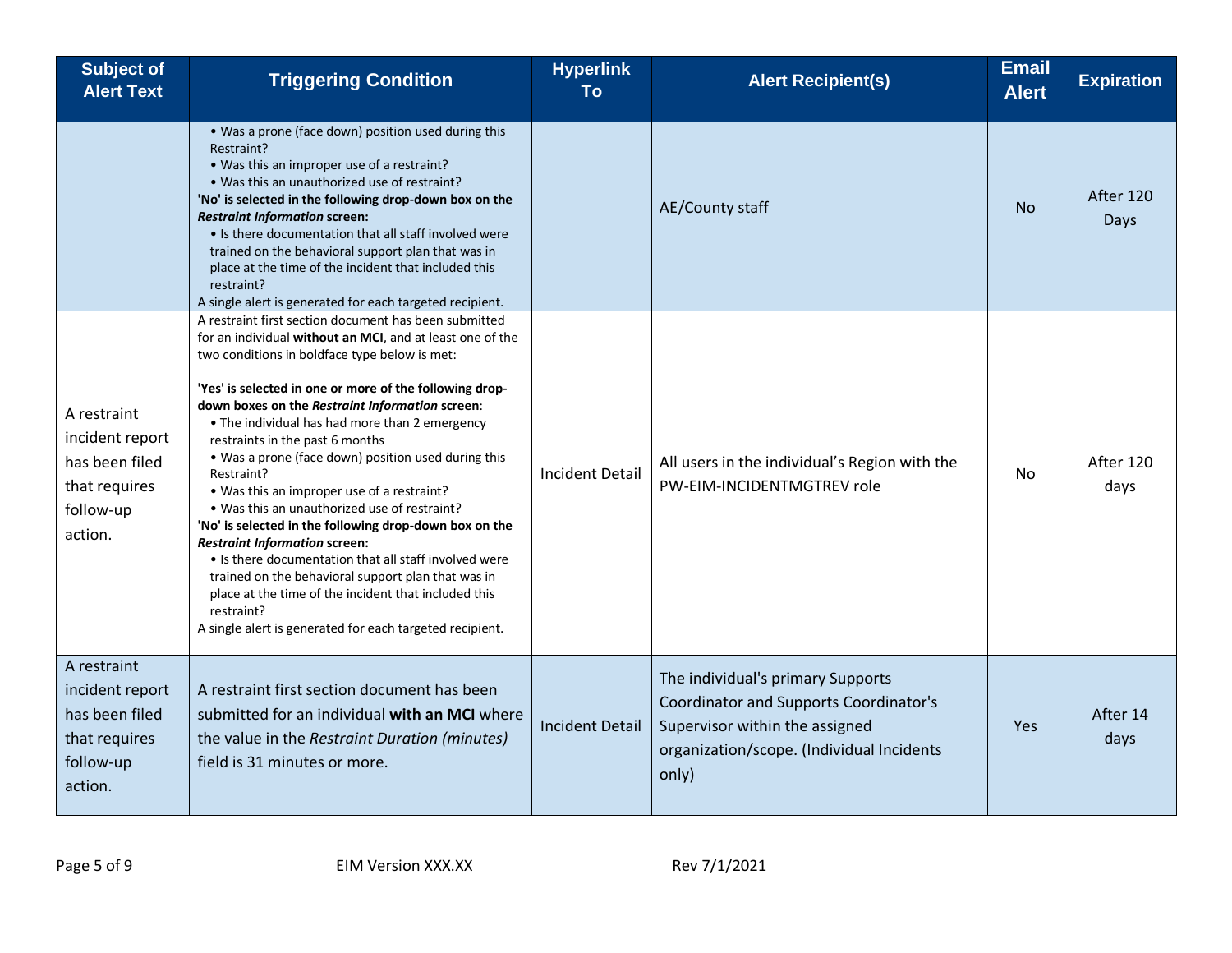| Subject of Alert Text | Triggering Condition | Hyperlink To | Alert Recipient(s) | Email Alert | Expiration |
|---|---|---|---|---|---|
| | • Was a prone (face down) position used during this Restraint?<br>• Was this an improper use of a restraint?<br>• Was this an unauthorized use of restraint?<br>**'No' is selected in the following drop-down box on the *Restraint Information* screen:**<br>• Is there documentation that all staff involved were trained on the behavioral support plan that was in place at the time of the incident that included this restraint?<br>A single alert is generated for each targeted recipient. | | AE/County staff | No | After 120 Days |
| A restraint incident report has been filed that requires follow-up action. | A restraint first section document has been submitted for an individual **without an MCI**, and at least one of the two conditions in boldface type below is met:<br><br>**'Yes' is selected in one or more of the following drop-down boxes on the *Restraint Information* screen**:<br>• The individual has had more than 2 emergency restraints in the past 6 months<br>• Was a prone (face down) position used during this Restraint?<br>• Was this an improper use of a restraint?<br>• Was this an unauthorized use of restraint?<br>**'No' is selected in the following drop-down box on the *Restraint Information* screen:**<br>• Is there documentation that all staff involved were trained on the behavioral support plan that was in place at the time of the incident that included this restraint?<br>A single alert is generated for each targeted recipient. | Incident Detail | All users in the individual's Region with the PW-EIM-INCIDENTMGTREV role | No | After 120 days |
| A restraint incident report has been filed that requires follow-up action. | A restraint first section document has been submitted for an individual **with an MCI** where the value in the *Restraint Duration (minutes)* field is 31 minutes or more. | Incident Detail | The individual's primary Supports Coordinator and Supports Coordinator's Supervisor within the assigned organization/scope. (Individual Incidents only) | Yes | After 14 days |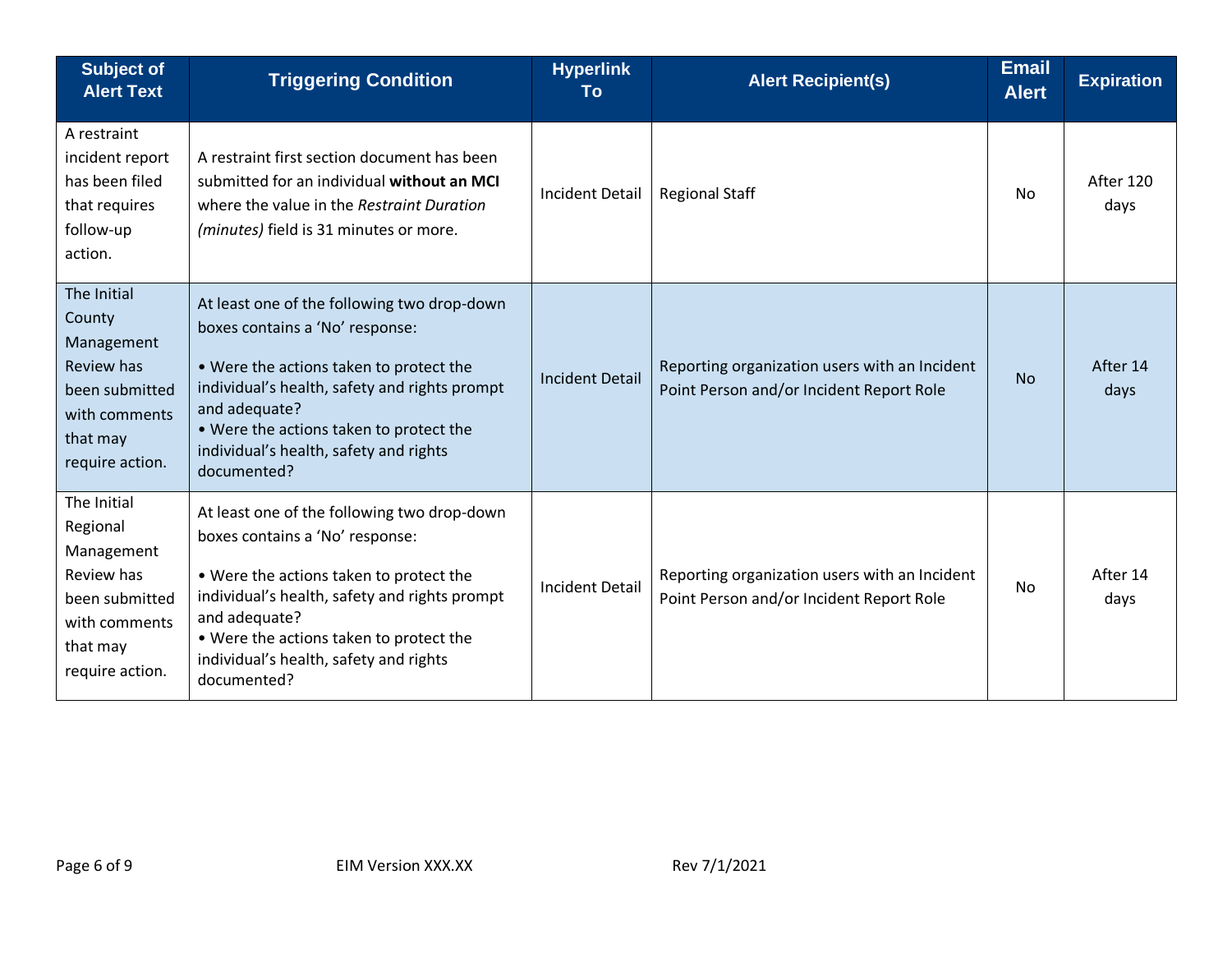| Subject of Alert Text | Triggering Condition | Hyperlink To | Alert Recipient(s) | Email Alert | Expiration |
|---|---|---|---|---|---|
| A restraint incident report has been filed that requires follow-up action. | A restraint first section document has been submitted for an individual **without an MCI** where the value in the *Restraint Duration (minutes)* field is 31 minutes or more. | Incident Detail | Regional Staff | No | After 120 days |
| The Initial County Management Review has been submitted with comments that may require action. | At least one of the following two drop-down boxes contains a 'No' response:<br><br>• Were the actions taken to protect the individual's health, safety and rights prompt and adequate?<br>• Were the actions taken to protect the individual's health, safety and rights documented? | Incident Detail | Reporting organization users with an Incident Point Person and/or Incident Report Role | No | After 14 days |
| The Initial Regional Management Review has been submitted with comments that may require action. | At least one of the following two drop-down boxes contains a 'No' response:<br><br>• Were the actions taken to protect the individual's health, safety and rights prompt and adequate?<br>• Were the actions taken to protect the individual's health, safety and rights documented? | Incident Detail | Reporting organization users with an Incident Point Person and/or Incident Report Role | No | After 14 days |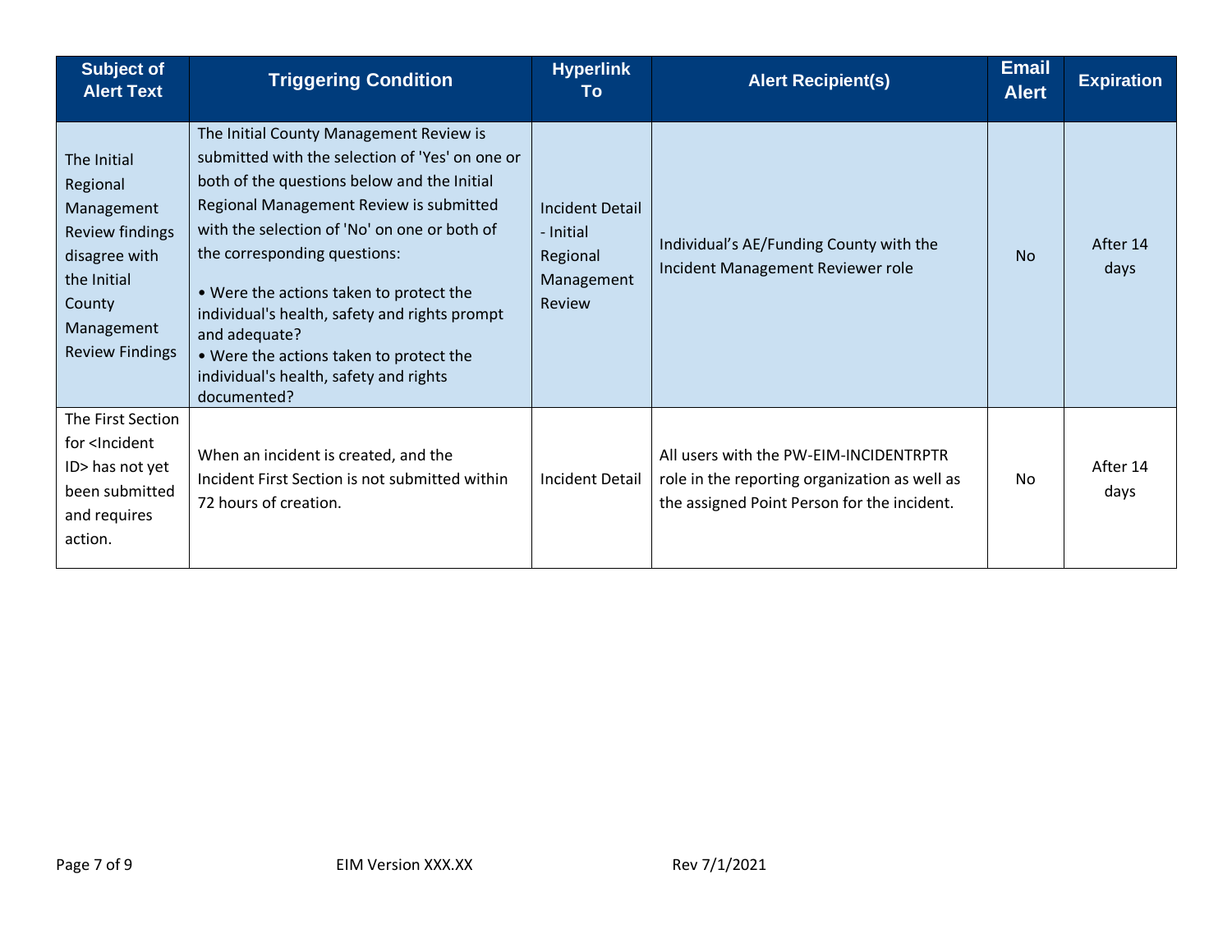| Subject of Alert Text | Triggering Condition | Hyperlink To | Alert Recipient(s) | Email Alert | Expiration |
|---|---|---|---|---|---|
| The Initial Regional Management Review findings disagree with the Initial County Management Review Findings | The Initial County Management Review is submitted with the selection of 'Yes' on one or both of the questions below and the Initial Regional Management Review is submitted with the selection of 'No' on one or both of the corresponding questions:<br><br>• Were the actions taken to protect the individual's health, safety and rights prompt and adequate?<br>• Were the actions taken to protect the individual's health, safety and rights documented? | Incident Detail - Initial Regional Management Review | Individual's AE/Funding County with the Incident Management Reviewer role | No | After 14 days |
| The First Section for <Incident ID> has not yet been submitted and requires action. | When an incident is created, and the Incident First Section is not submitted within 72 hours of creation. | Incident Detail | All users with the PW-EIM-INCIDENTRPTR role in the reporting organization as well as the assigned Point Person for the incident. | No | After 14 days |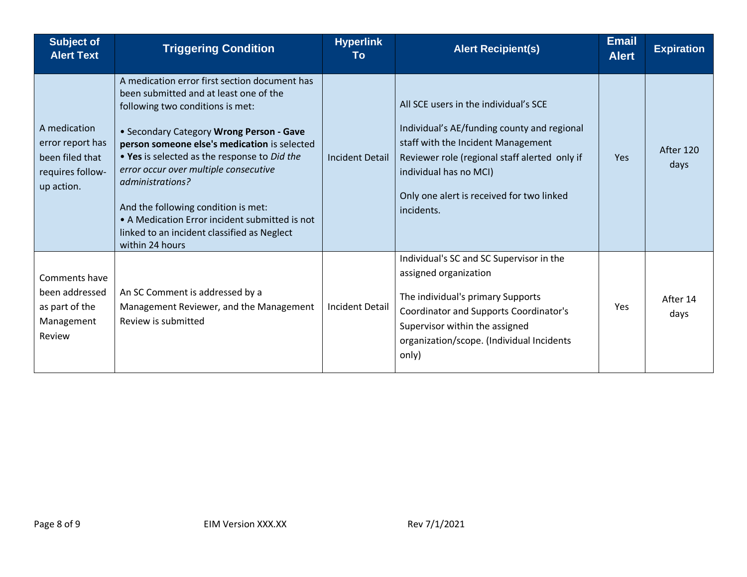| Subject of Alert Text | Triggering Condition | Hyperlink To | Alert Recipient(s) | Email Alert | Expiration |
| --- | --- | --- | --- | --- | --- |
| A medication error report has been filed that requires follow-up action. | A medication error first section document has been submitted and at least one of the following two conditions is met:<br><br>• Secondary Category **Wrong Person - Gave person someone else's medication** is selected<br>• **Yes** is selected as the response to *Did the error occur over multiple consecutive administrations?*<br><br>And the following condition is met:<br>• A Medication Error incident submitted is not linked to an incident classified as Neglect within 24 hours | Incident Detail | All SCE users in the individual's SCE<br><br>Individual's AE/funding county and regional staff with the Incident Management Reviewer role (regional staff alerted only if individual has no MCI)<br><br>Only one alert is received for two linked incidents. | Yes | After 120 days |
| Comments have been addressed as part of the Management Review | An SC Comment is addressed by a Management Reviewer, and the Management Review is submitted | Incident Detail | Individual's SC and SC Supervisor in the assigned organization<br><br>The individual's primary Supports Coordinator and Supports Coordinator's Supervisor within the assigned organization/scope. (Individual Incidents only) | Yes | After 14 days |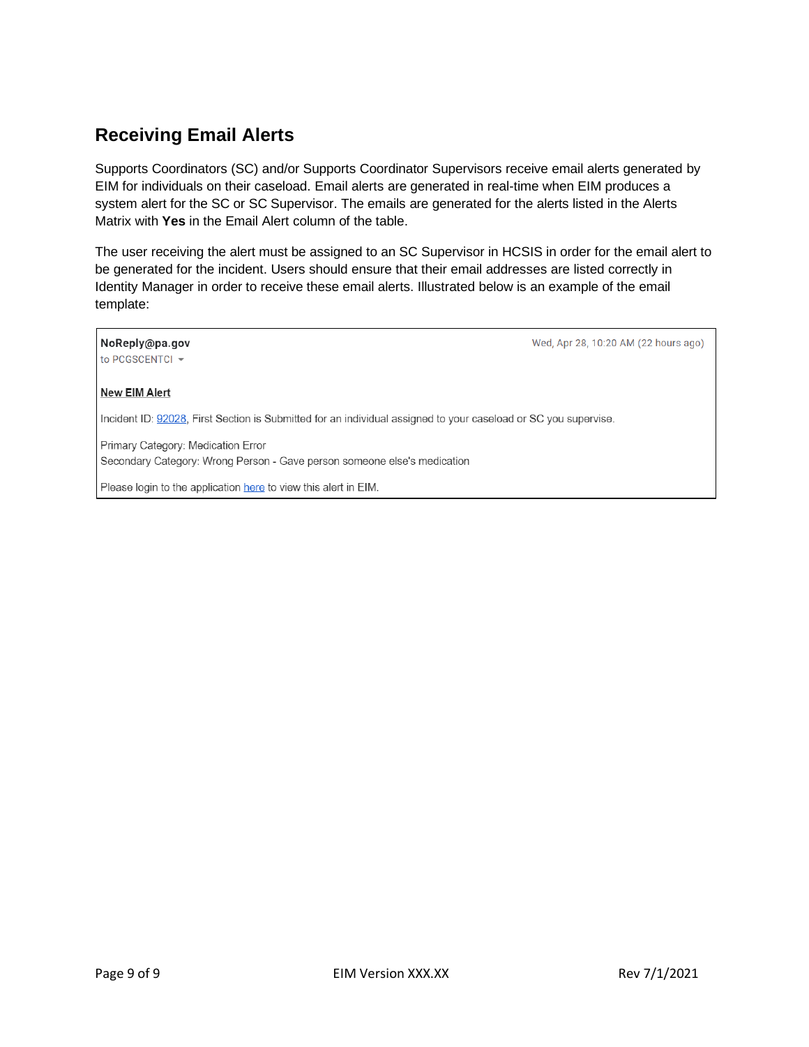## Receiving Email Alerts

Supports Coordinators (SC) and/or Supports Coordinator Supervisors receive email alerts generated by EIM for individuals on their caseload. Email alerts are generated in real-time when EIM produces a system alert for the SC or SC Supervisor. The emails are generated for the alerts listed in the Alerts Matrix with **Yes** in the Email Alert column of the table.

The user receiving the alert must be assigned to an SC Supervisor in HCSIS in order for the email alert to be generated for the incident. Users should ensure that their email addresses are listed correctly in Identity Manager in order to receive these email alerts. Illustrated below is an example of the email template:

**NoReply@pa.gov**
to PCGSCENTCI

Wed, Apr 28, 10:20 AM (22 hours ago)

**New EIM Alert**

Incident ID: 92028, First Section is Submitted for an individual assigned to your caseload or SC you supervise.

Primary Category: Medication Error
Secondary Category: Wrong Person - Gave person someone else's medication

Please login to the application here to view this alert in EIM.